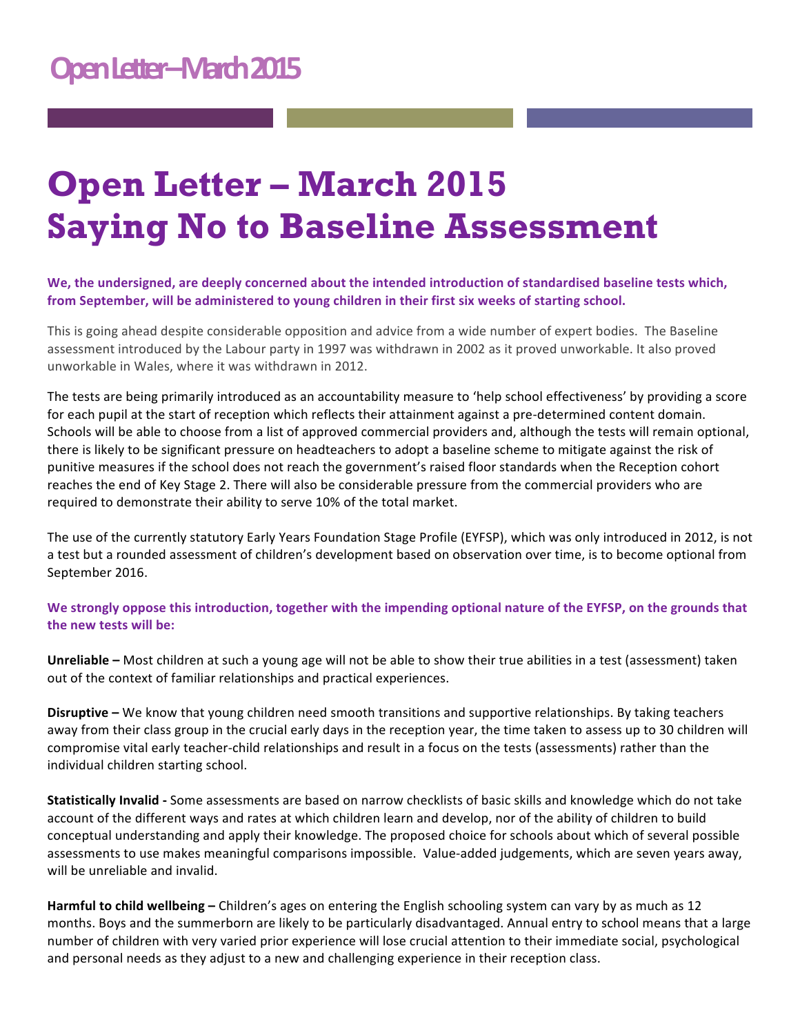# Open Letter – March 2015
# Saying No to Baseline Assessment

**We, the undersigned, are deeply concerned about the intended introduction of standardised baseline tests which, from September, will be administered to young children in their first six weeks of starting school.**

This is going ahead despite considerable opposition and advice from a wide number of expert bodies. The Baseline assessment introduced by the Labour party in 1997 was withdrawn in 2002 as it proved unworkable. It also proved unworkable in Wales, where it was withdrawn in 2012.

The tests are being primarily introduced as an accountability measure to 'help school effectiveness' by providing a score for each pupil at the start of reception which reflects their attainment against a pre-determined content domain. Schools will be able to choose from a list of approved commercial providers and, although the tests will remain optional, there is likely to be significant pressure on headteachers to adopt a baseline scheme to mitigate against the risk of punitive measures if the school does not reach the government's raised floor standards when the Reception cohort reaches the end of Key Stage 2. There will also be considerable pressure from the commercial providers who are required to demonstrate their ability to serve 10% of the total market.

The use of the currently statutory Early Years Foundation Stage Profile (EYFSP), which was only introduced in 2012, is not a test but a rounded assessment of children's development based on observation over time, is to become optional from September 2016.

**We strongly oppose this introduction, together with the impending optional nature of the EYFSP, on the grounds that the new tests will be:**

**Unreliable –** Most children at such a young age will not be able to show their true abilities in a test (assessment) taken out of the context of familiar relationships and practical experiences.

**Disruptive –** We know that young children need smooth transitions and supportive relationships. By taking teachers away from their class group in the crucial early days in the reception year, the time taken to assess up to 30 children will compromise vital early teacher-child relationships and result in a focus on the tests (assessments) rather than the individual children starting school.

**Statistically Invalid -** Some assessments are based on narrow checklists of basic skills and knowledge which do not take account of the different ways and rates at which children learn and develop, nor of the ability of children to build conceptual understanding and apply their knowledge. The proposed choice for schools about which of several possible assessments to use makes meaningful comparisons impossible. Value-added judgements, which are seven years away, will be unreliable and invalid.

**Harmful to child wellbeing –** Children's ages on entering the English schooling system can vary by as much as 12 months. Boys and the summerborn are likely to be particularly disadvantaged. Annual entry to school means that a large number of children with very varied prior experience will lose crucial attention to their immediate social, psychological and personal needs as they adjust to a new and challenging experience in their reception class.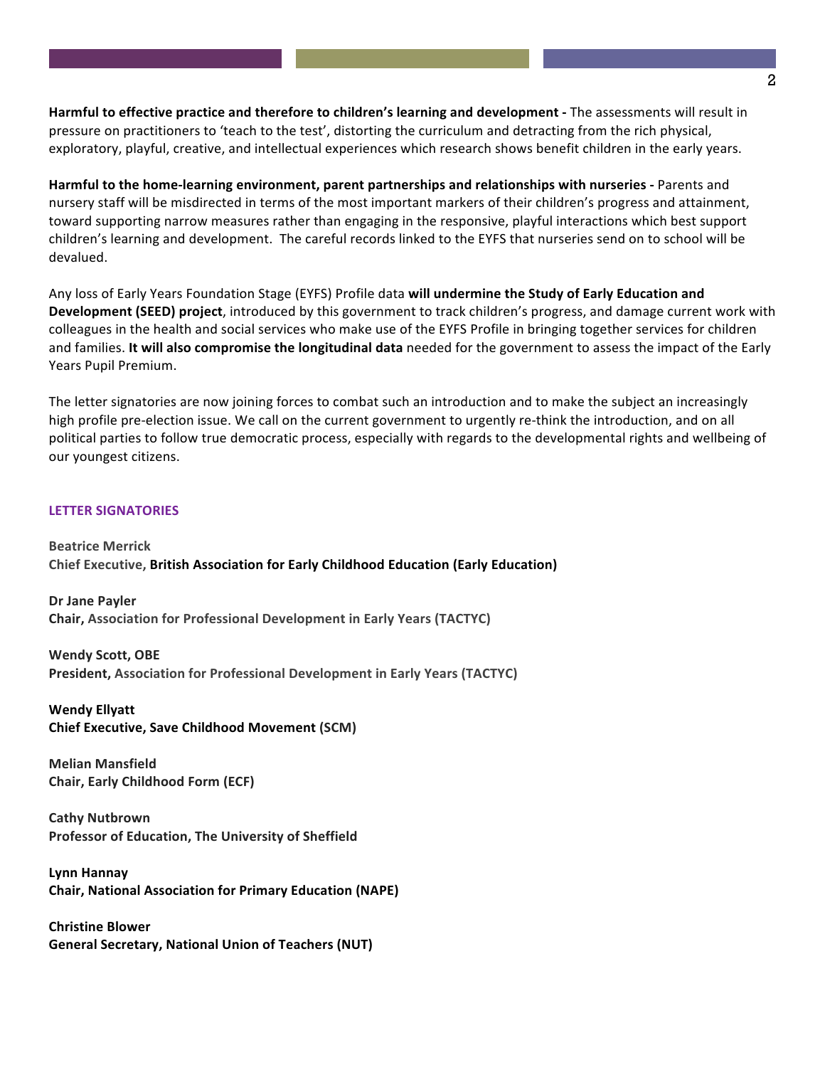**Harmful to effective practice and therefore to children's learning and development -** The assessments will result in pressure on practitioners to 'teach to the test', distorting the curriculum and detracting from the rich physical, exploratory, playful, creative, and intellectual experiences which research shows benefit children in the early years.

**Harmful to the home-learning environment, parent partnerships and relationships with nurseries -** Parents and nursery staff will be misdirected in terms of the most important markers of their children's progress and attainment, toward supporting narrow measures rather than engaging in the responsive, playful interactions which best support children's learning and development. The careful records linked to the EYFS that nurseries send on to school will be devalued.

Any loss of Early Years Foundation Stage (EYFS) Profile data **will undermine the Study of Early Education and Development (SEED) project**, introduced by this government to track children's progress, and damage current work with colleagues in the health and social services who make use of the EYFS Profile in bringing together services for children and families. **It will also compromise the longitudinal data** needed for the government to assess the impact of the Early Years Pupil Premium.

The letter signatories are now joining forces to combat such an introduction and to make the subject an increasingly high profile pre-election issue. We call on the current government to urgently re-think the introduction, and on all political parties to follow true democratic process, especially with regards to the developmental rights and wellbeing of our youngest citizens.

**LETTER SIGNATORIES**

**Beatrice Merrick**
**Chief Executive, British Association for Early Childhood Education (Early Education)**

**Dr Jane Payler**
**Chair, Association for Professional Development in Early Years (TACTYC)**

**Wendy Scott, OBE**
**President, Association for Professional Development in Early Years (TACTYC)**

**Wendy Ellyatt**
**Chief Executive, Save Childhood Movement (SCM)**

**Melian Mansfield**
**Chair, Early Childhood Form (ECF)**

**Cathy Nutbrown**
**Professor of Education, The University of Sheffield**

**Lynn Hannay**
**Chair, National Association for Primary Education (NAPE)**

**Christine Blower**
**General Secretary, National Union of Teachers (NUT)**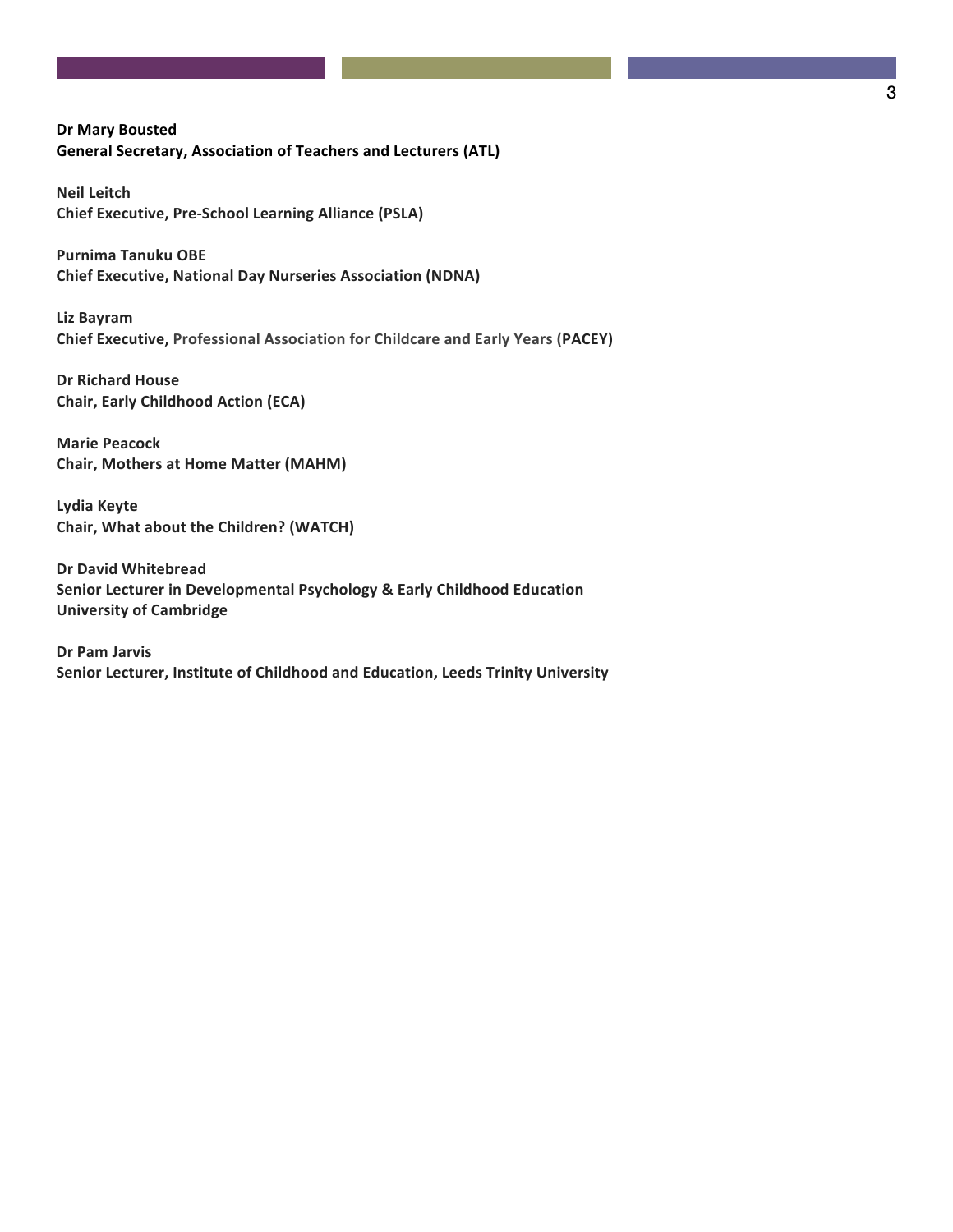**Dr Mary Bousted**
**General Secretary, Association of Teachers and Lecturers (ATL)**

**Neil Leitch**
**Chief Executive, Pre-School Learning Alliance (PSLA)**

**Purnima Tanuku OBE**
**Chief Executive, National Day Nurseries Association (NDNA)**

**Liz Bayram**
**Chief Executive, Professional Association for Childcare and Early Years (PACEY)**

**Dr Richard House**
**Chair, Early Childhood Action (ECA)**

**Marie Peacock**
**Chair, Mothers at Home Matter (MAHM)**

**Lydia Keyte**
**Chair, What about the Children? (WATCH)**

**Dr David Whitebread**
**Senior Lecturer in Developmental Psychology & Early Childhood Education**
**University of Cambridge**

**Dr Pam Jarvis**
**Senior Lecturer, Institute of Childhood and Education, Leeds Trinity University**